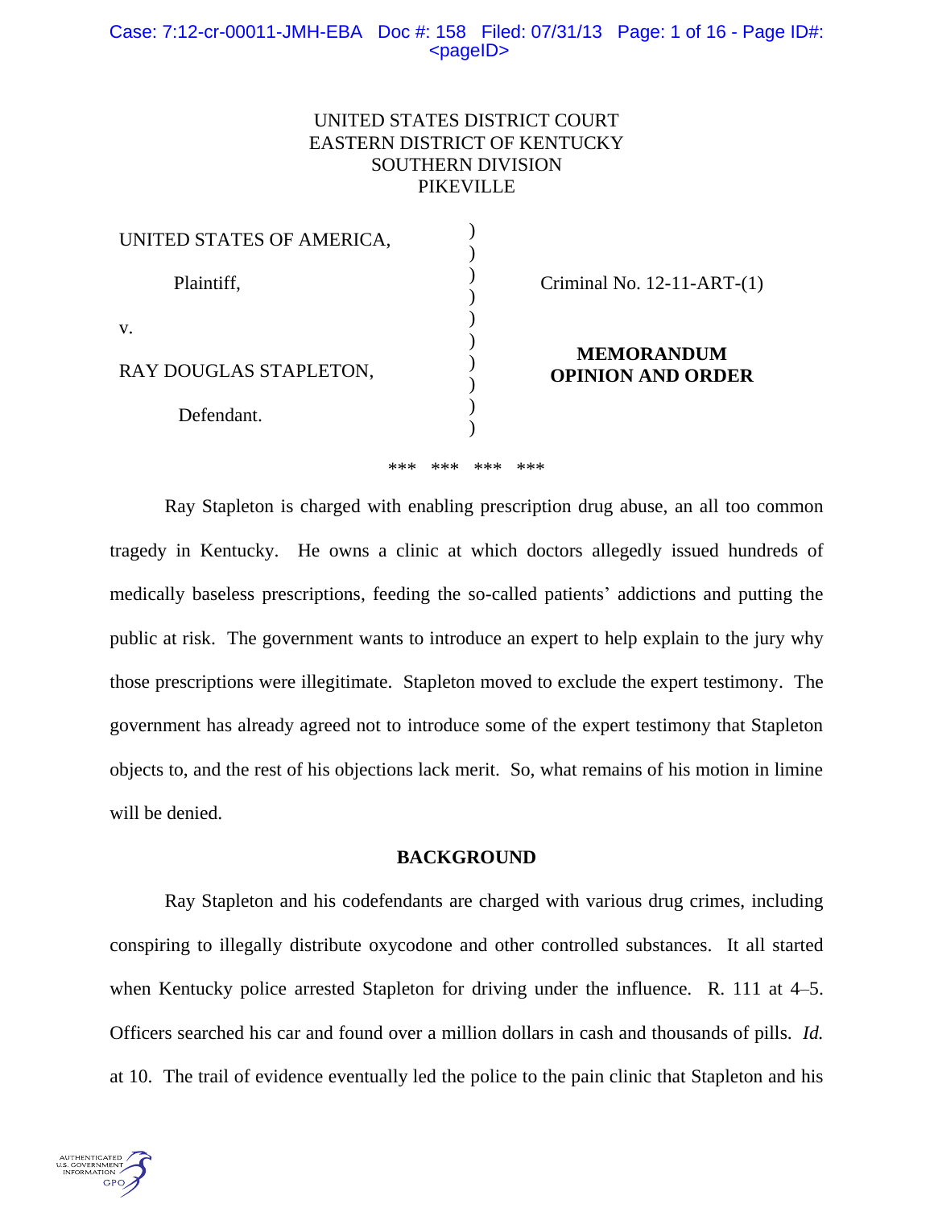UNITED STATES DISTRICT COURT
EASTERN DISTRICT OF KENTUCKY
SOUTHERN DIVISION
PIKEVILLE

UNITED STATES OF AMERICA,

Plaintiff,

v.

RAY DOUGLAS STAPLETON,

Defendant.

Criminal No. 12-11-ART-(1)

**MEMORANDUM OPINION AND ORDER**

*** *** *** ***

Ray Stapleton is charged with enabling prescription drug abuse, an all too common tragedy in Kentucky. He owns a clinic at which doctors allegedly issued hundreds of medically baseless prescriptions, feeding the so-called patients' addictions and putting the public at risk. The government wants to introduce an expert to help explain to the jury why those prescriptions were illegitimate. Stapleton moved to exclude the expert testimony. The government has already agreed not to introduce some of the expert testimony that Stapleton objects to, and the rest of his objections lack merit. So, what remains of his motion in limine will be denied.

## BACKGROUND

Ray Stapleton and his codefendants are charged with various drug crimes, including conspiring to illegally distribute oxycodone and other controlled substances. It all started when Kentucky police arrested Stapleton for driving under the influence. R. 111 at 4–5. Officers searched his car and found over a million dollars in cash and thousands of pills. *Id.* at 10. The trail of evidence eventually led the police to the pain clinic that Stapleton and his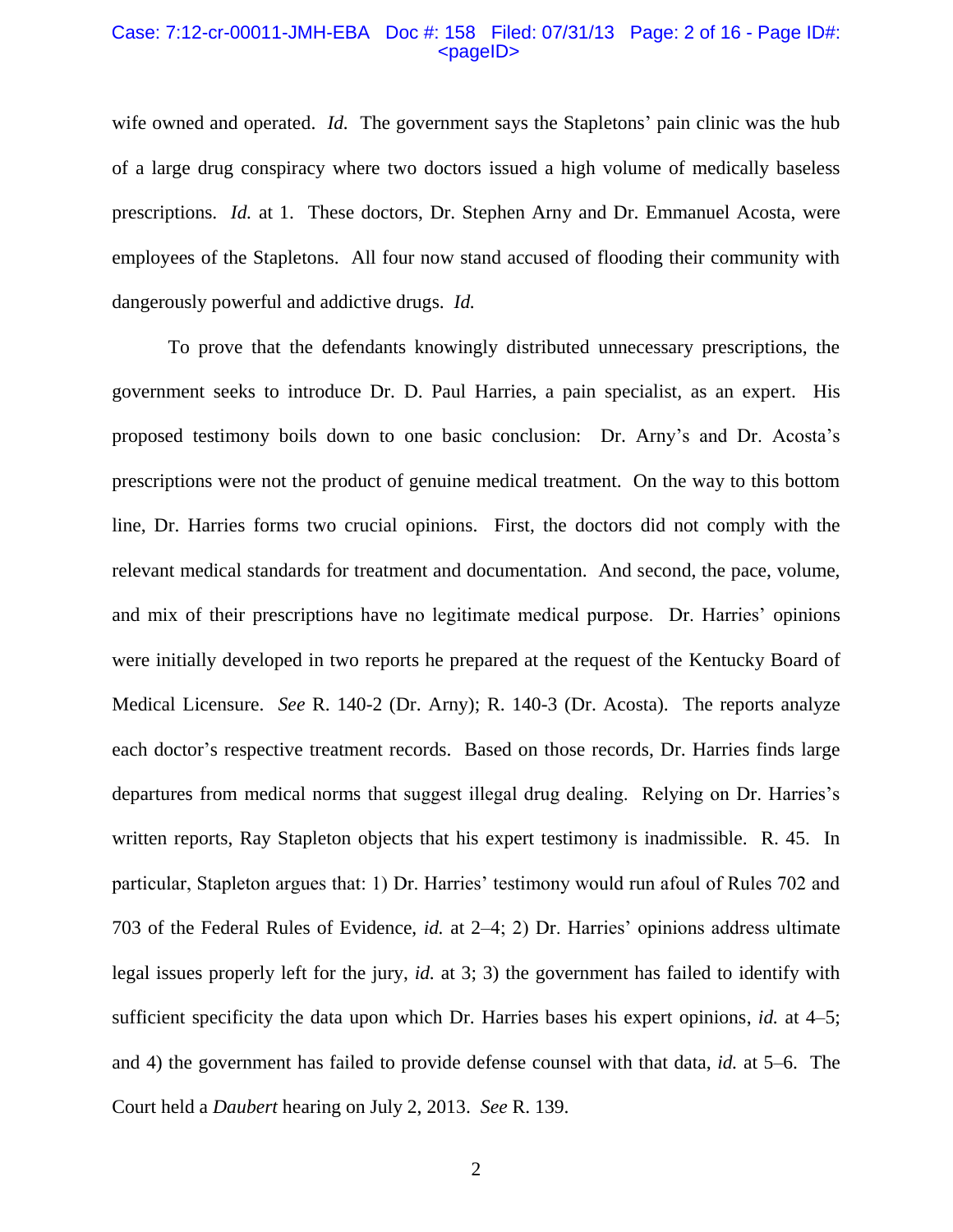wife owned and operated. *Id.* The government says the Stapletons' pain clinic was the hub of a large drug conspiracy where two doctors issued a high volume of medically baseless prescriptions. *Id.* at 1. These doctors, Dr. Stephen Arny and Dr. Emmanuel Acosta, were employees of the Stapletons. All four now stand accused of flooding their community with dangerously powerful and addictive drugs. *Id.*

To prove that the defendants knowingly distributed unnecessary prescriptions, the government seeks to introduce Dr. D. Paul Harries, a pain specialist, as an expert. His proposed testimony boils down to one basic conclusion: Dr. Arny's and Dr. Acosta's prescriptions were not the product of genuine medical treatment. On the way to this bottom line, Dr. Harries forms two crucial opinions. First, the doctors did not comply with the relevant medical standards for treatment and documentation. And second, the pace, volume, and mix of their prescriptions have no legitimate medical purpose. Dr. Harries' opinions were initially developed in two reports he prepared at the request of the Kentucky Board of Medical Licensure. *See* R. 140-2 (Dr. Arny); R. 140-3 (Dr. Acosta). The reports analyze each doctor's respective treatment records. Based on those records, Dr. Harries finds large departures from medical norms that suggest illegal drug dealing. Relying on Dr. Harries's written reports, Ray Stapleton objects that his expert testimony is inadmissible. R. 45. In particular, Stapleton argues that: 1) Dr. Harries' testimony would run afoul of Rules 702 and 703 of the Federal Rules of Evidence, *id.* at 2–4; 2) Dr. Harries' opinions address ultimate legal issues properly left for the jury, *id.* at 3; 3) the government has failed to identify with sufficient specificity the data upon which Dr. Harries bases his expert opinions, *id.* at 4–5; and 4) the government has failed to provide defense counsel with that data, *id.* at 5–6. The Court held a *Daubert* hearing on July 2, 2013. *See* R. 139.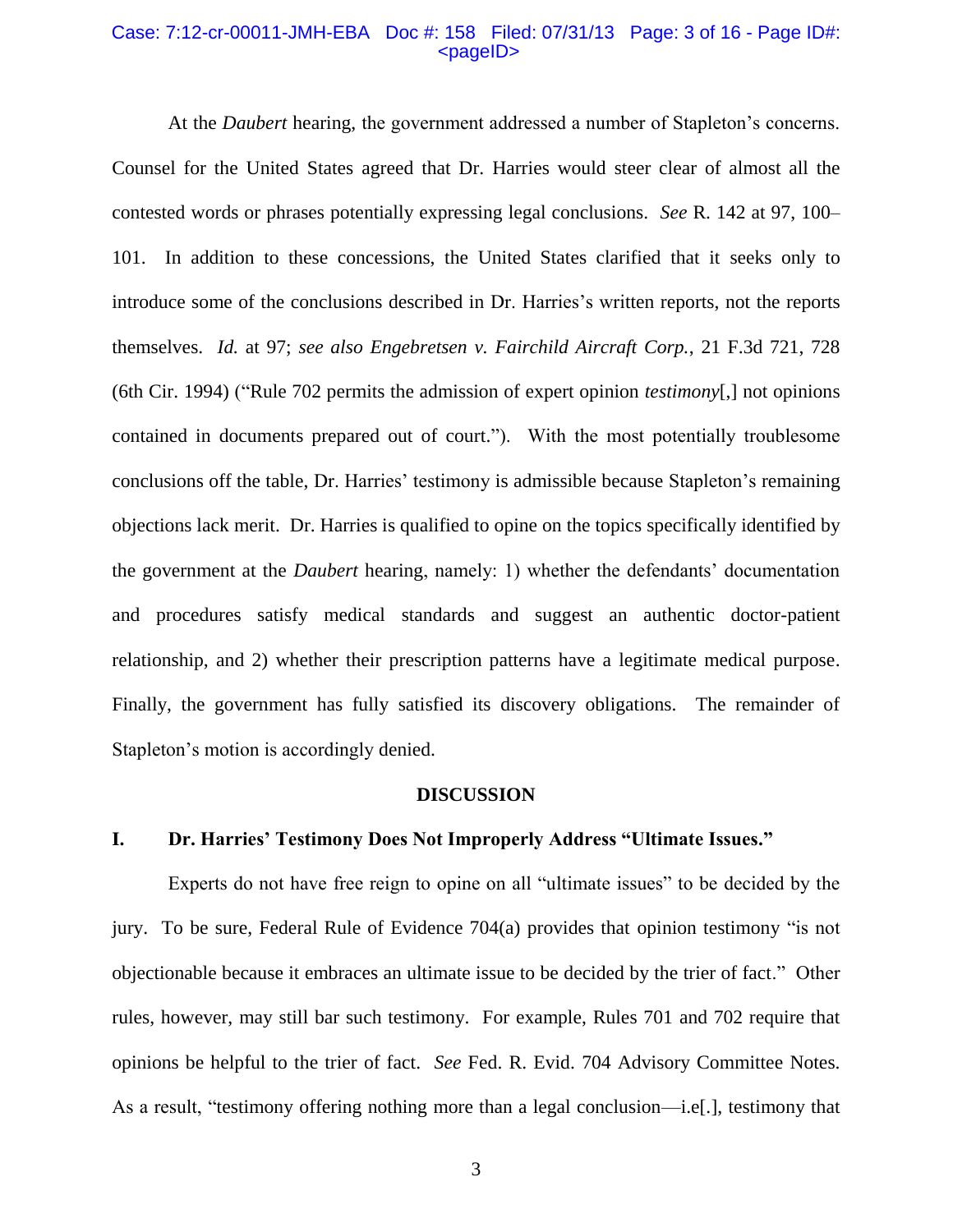At the *Daubert* hearing, the government addressed a number of Stapleton's concerns. Counsel for the United States agreed that Dr. Harries would steer clear of almost all the contested words or phrases potentially expressing legal conclusions. *See* R. 142 at 97, 100–101. In addition to these concessions, the United States clarified that it seeks only to introduce some of the conclusions described in Dr. Harries's written reports, not the reports themselves. *Id.* at 97; *see also Engebretsen v. Fairchild Aircraft Corp.*, 21 F.3d 721, 728 (6th Cir. 1994) ("Rule 702 permits the admission of expert opinion *testimony*[,] not opinions contained in documents prepared out of court."). With the most potentially troublesome conclusions off the table, Dr. Harries' testimony is admissible because Stapleton's remaining objections lack merit. Dr. Harries is qualified to opine on the topics specifically identified by the government at the *Daubert* hearing, namely: 1) whether the defendants' documentation and procedures satisfy medical standards and suggest an authentic doctor-patient relationship, and 2) whether their prescription patterns have a legitimate medical purpose. Finally, the government has fully satisfied its discovery obligations. The remainder of Stapleton's motion is accordingly denied.

## DISCUSSION

### I. Dr. Harries' Testimony Does Not Improperly Address "Ultimate Issues."

Experts do not have free reign to opine on all "ultimate issues" to be decided by the jury. To be sure, Federal Rule of Evidence 704(a) provides that opinion testimony "is not objectionable because it embraces an ultimate issue to be decided by the trier of fact." Other rules, however, may still bar such testimony. For example, Rules 701 and 702 require that opinions be helpful to the trier of fact. *See* Fed. R. Evid. 704 Advisory Committee Notes. As a result, "testimony offering nothing more than a legal conclusion—i.e[.], testimony that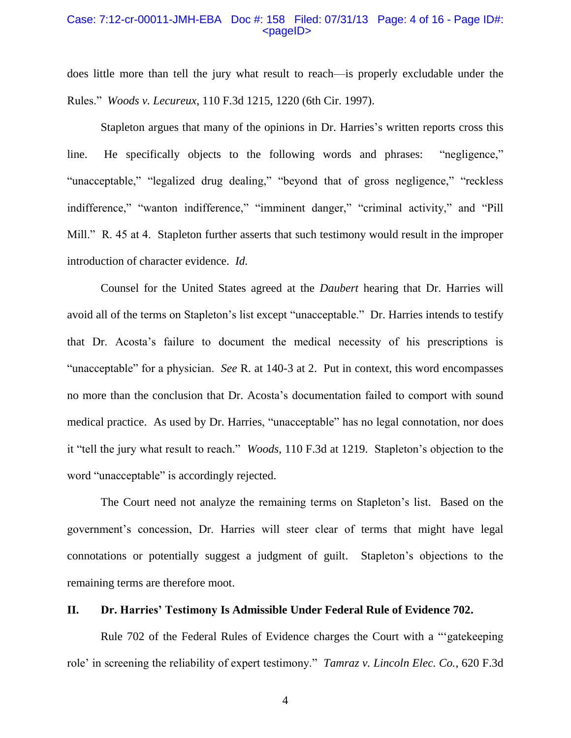does little more than tell the jury what result to reach—is properly excludable under the Rules." *Woods v. Lecureux*, 110 F.3d 1215, 1220 (6th Cir. 1997).

Stapleton argues that many of the opinions in Dr. Harries's written reports cross this line. He specifically objects to the following words and phrases: "negligence," "unacceptable," "legalized drug dealing," "beyond that of gross negligence," "reckless indifference," "wanton indifference," "imminent danger," "criminal activity," and "Pill Mill." R. 45 at 4. Stapleton further asserts that such testimony would result in the improper introduction of character evidence. *Id.*

Counsel for the United States agreed at the *Daubert* hearing that Dr. Harries will avoid all of the terms on Stapleton's list except "unacceptable." Dr. Harries intends to testify that Dr. Acosta's failure to document the medical necessity of his prescriptions is "unacceptable" for a physician. *See* R. at 140-3 at 2. Put in context, this word encompasses no more than the conclusion that Dr. Acosta's documentation failed to comport with sound medical practice. As used by Dr. Harries, "unacceptable" has no legal connotation, nor does it "tell the jury what result to reach." *Woods*, 110 F.3d at 1219. Stapleton's objection to the word "unacceptable" is accordingly rejected.

The Court need not analyze the remaining terms on Stapleton's list. Based on the government's concession, Dr. Harries will steer clear of terms that might have legal connotations or potentially suggest a judgment of guilt. Stapleton's objections to the remaining terms are therefore moot.

## II. Dr. Harries' Testimony Is Admissible Under Federal Rule of Evidence 702.

Rule 702 of the Federal Rules of Evidence charges the Court with a "'gatekeeping role' in screening the reliability of expert testimony." *Tamraz v. Lincoln Elec. Co.*, 620 F.3d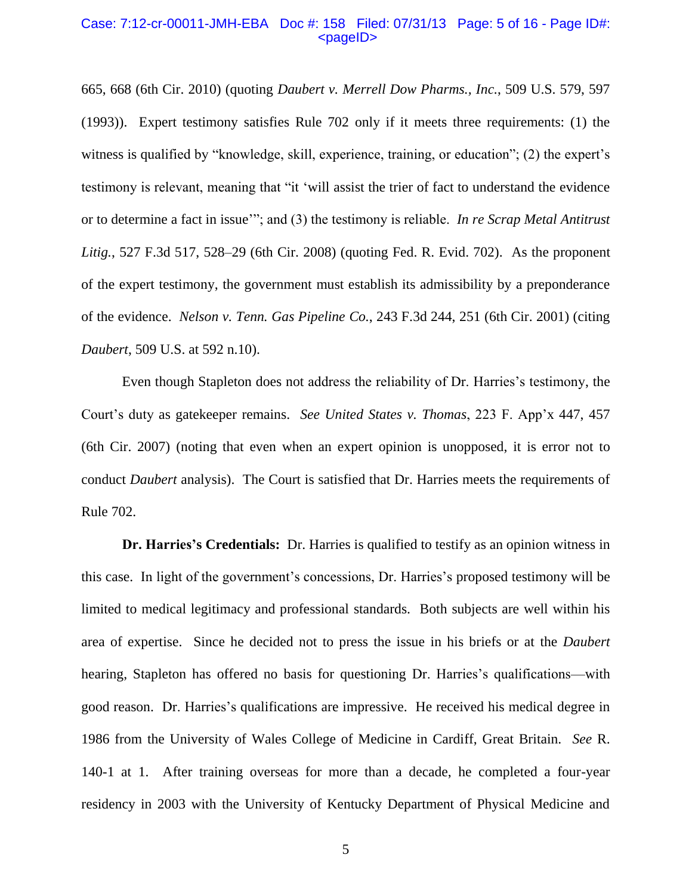665, 668 (6th Cir. 2010) (quoting *Daubert v. Merrell Dow Pharms., Inc.*, 509 U.S. 579, 597 (1993)). Expert testimony satisfies Rule 702 only if it meets three requirements: (1) the witness is qualified by "knowledge, skill, experience, training, or education"; (2) the expert's testimony is relevant, meaning that "it 'will assist the trier of fact to understand the evidence or to determine a fact in issue'"; and (3) the testimony is reliable. *In re Scrap Metal Antitrust Litig.*, 527 F.3d 517, 528–29 (6th Cir. 2008) (quoting Fed. R. Evid. 702). As the proponent of the expert testimony, the government must establish its admissibility by a preponderance of the evidence. *Nelson v. Tenn. Gas Pipeline Co.*, 243 F.3d 244, 251 (6th Cir. 2001) (citing *Daubert*, 509 U.S. at 592 n.10).

Even though Stapleton does not address the reliability of Dr. Harries's testimony, the Court's duty as gatekeeper remains. *See United States v. Thomas*, 223 F. App'x 447, 457 (6th Cir. 2007) (noting that even when an expert opinion is unopposed, it is error not to conduct *Daubert* analysis). The Court is satisfied that Dr. Harries meets the requirements of Rule 702.

**Dr. Harries's Credentials:** Dr. Harries is qualified to testify as an opinion witness in this case. In light of the government's concessions, Dr. Harries's proposed testimony will be limited to medical legitimacy and professional standards. Both subjects are well within his area of expertise. Since he decided not to press the issue in his briefs or at the *Daubert* hearing, Stapleton has offered no basis for questioning Dr. Harries's qualifications—with good reason. Dr. Harries's qualifications are impressive. He received his medical degree in 1986 from the University of Wales College of Medicine in Cardiff, Great Britain. *See* R. 140-1 at 1. After training overseas for more than a decade, he completed a four-year residency in 2003 with the University of Kentucky Department of Physical Medicine and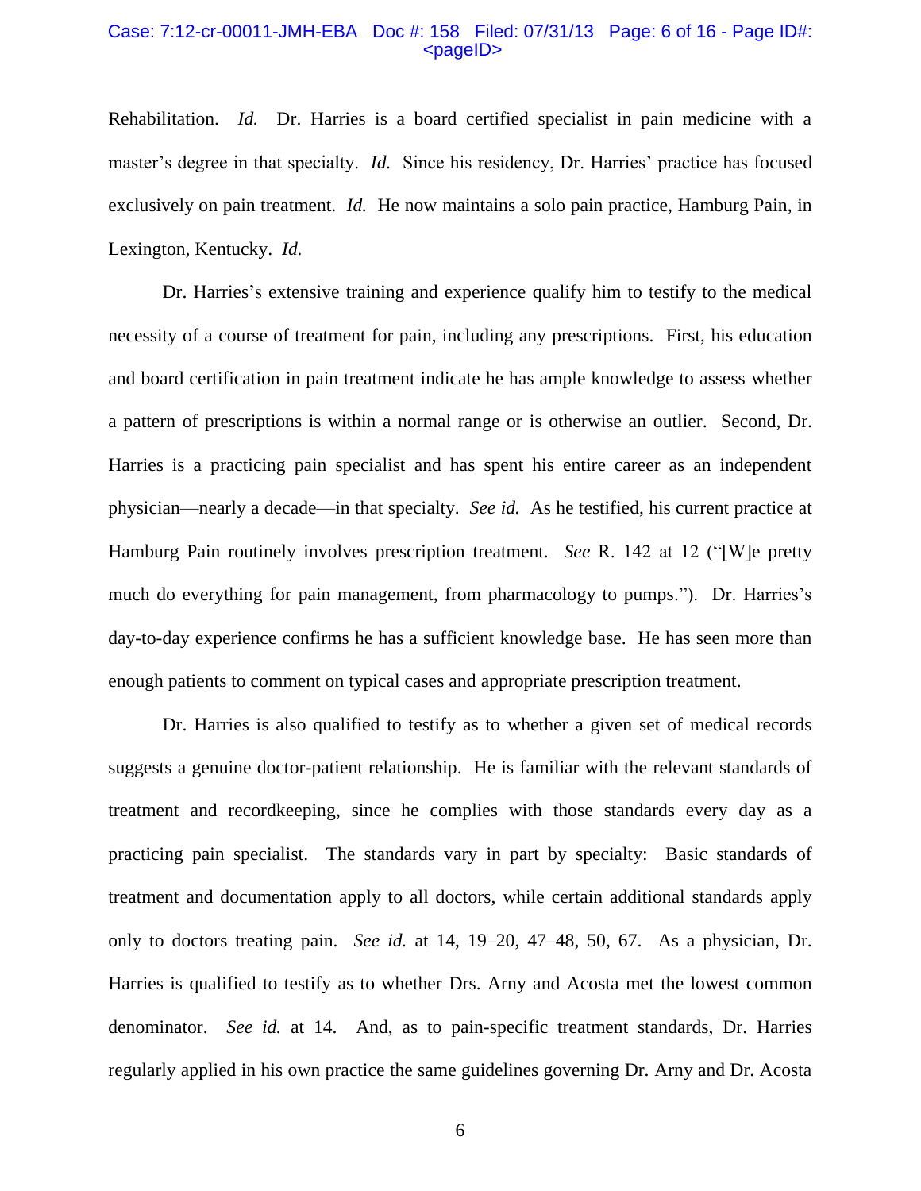Rehabilitation. *Id.* Dr. Harries is a board certified specialist in pain medicine with a master's degree in that specialty. *Id.* Since his residency, Dr. Harries' practice has focused exclusively on pain treatment. *Id.* He now maintains a solo pain practice, Hamburg Pain, in Lexington, Kentucky. *Id.*

Dr. Harries's extensive training and experience qualify him to testify to the medical necessity of a course of treatment for pain, including any prescriptions. First, his education and board certification in pain treatment indicate he has ample knowledge to assess whether a pattern of prescriptions is within a normal range or is otherwise an outlier. Second, Dr. Harries is a practicing pain specialist and has spent his entire career as an independent physician—nearly a decade—in that specialty. *See id.* As he testified, his current practice at Hamburg Pain routinely involves prescription treatment. *See* R. 142 at 12 ("[W]e pretty much do everything for pain management, from pharmacology to pumps."). Dr. Harries's day-to-day experience confirms he has a sufficient knowledge base. He has seen more than enough patients to comment on typical cases and appropriate prescription treatment.

Dr. Harries is also qualified to testify as to whether a given set of medical records suggests a genuine doctor-patient relationship. He is familiar with the relevant standards of treatment and recordkeeping, since he complies with those standards every day as a practicing pain specialist. The standards vary in part by specialty: Basic standards of treatment and documentation apply to all doctors, while certain additional standards apply only to doctors treating pain. *See id.* at 14, 19–20, 47–48, 50, 67. As a physician, Dr. Harries is qualified to testify as to whether Drs. Arny and Acosta met the lowest common denominator. *See id.* at 14. And, as to pain-specific treatment standards, Dr. Harries regularly applied in his own practice the same guidelines governing Dr. Arny and Dr. Acosta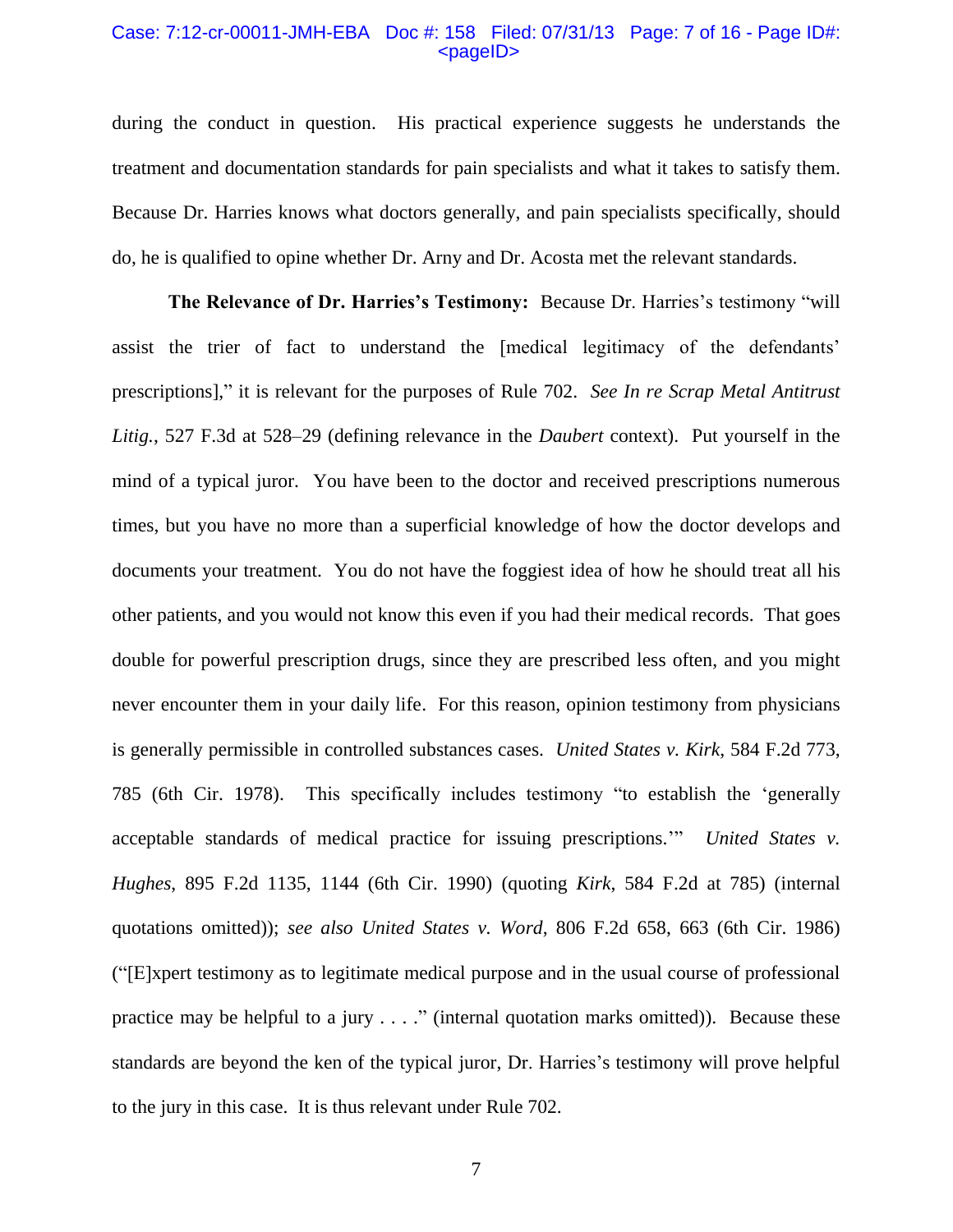during the conduct in question. His practical experience suggests he understands the treatment and documentation standards for pain specialists and what it takes to satisfy them. Because Dr. Harries knows what doctors generally, and pain specialists specifically, should do, he is qualified to opine whether Dr. Arny and Dr. Acosta met the relevant standards.

**The Relevance of Dr. Harries's Testimony:** Because Dr. Harries's testimony "will assist the trier of fact to understand the [medical legitimacy of the defendants' prescriptions]," it is relevant for the purposes of Rule 702. *See In re Scrap Metal Antitrust Litig.*, 527 F.3d at 528–29 (defining relevance in the *Daubert* context). Put yourself in the mind of a typical juror. You have been to the doctor and received prescriptions numerous times, but you have no more than a superficial knowledge of how the doctor develops and documents your treatment. You do not have the foggiest idea of how he should treat all his other patients, and you would not know this even if you had their medical records. That goes double for powerful prescription drugs, since they are prescribed less often, and you might never encounter them in your daily life. For this reason, opinion testimony from physicians is generally permissible in controlled substances cases. *United States v. Kirk*, 584 F.2d 773, 785 (6th Cir. 1978). This specifically includes testimony "to establish the 'generally acceptable standards of medical practice for issuing prescriptions.'" *United States v. Hughes*, 895 F.2d 1135, 1144 (6th Cir. 1990) (quoting *Kirk*, 584 F.2d at 785) (internal quotations omitted)); *see also United States v. Word*, 806 F.2d 658, 663 (6th Cir. 1986) ("[E]xpert testimony as to legitimate medical purpose and in the usual course of professional practice may be helpful to a jury . . . ." (internal quotation marks omitted)). Because these standards are beyond the ken of the typical juror, Dr. Harries's testimony will prove helpful to the jury in this case. It is thus relevant under Rule 702.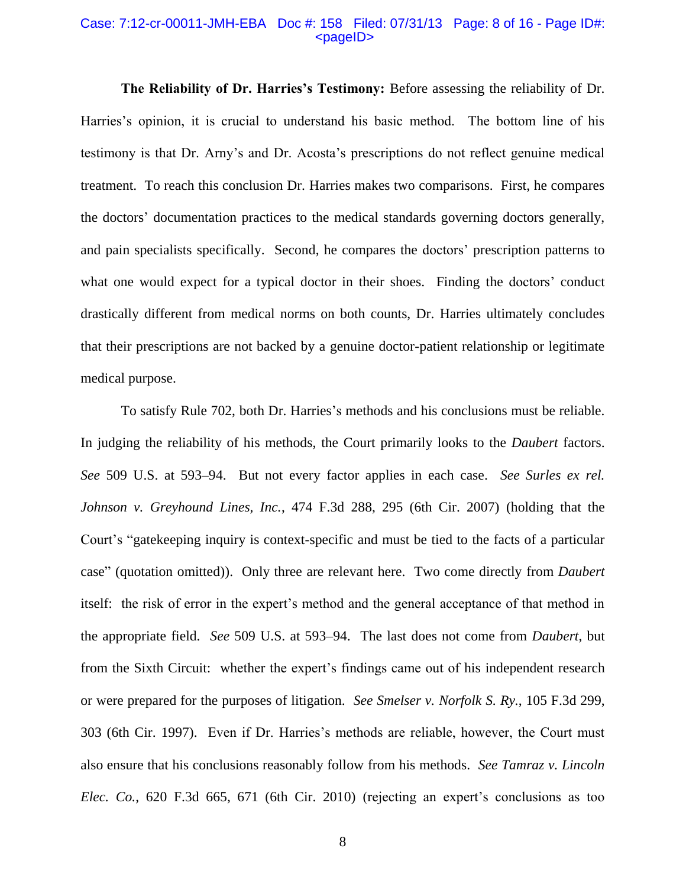**The Reliability of Dr. Harries's Testimony:** Before assessing the reliability of Dr. Harries's opinion, it is crucial to understand his basic method. The bottom line of his testimony is that Dr. Arny's and Dr. Acosta's prescriptions do not reflect genuine medical treatment. To reach this conclusion Dr. Harries makes two comparisons. First, he compares the doctors' documentation practices to the medical standards governing doctors generally, and pain specialists specifically. Second, he compares the doctors' prescription patterns to what one would expect for a typical doctor in their shoes. Finding the doctors' conduct drastically different from medical norms on both counts, Dr. Harries ultimately concludes that their prescriptions are not backed by a genuine doctor-patient relationship or legitimate medical purpose.

To satisfy Rule 702, both Dr. Harries's methods and his conclusions must be reliable. In judging the reliability of his methods, the Court primarily looks to the *Daubert* factors. *See* 509 U.S. at 593–94. But not every factor applies in each case. *See Surles ex rel. Johnson v. Greyhound Lines, Inc.*, 474 F.3d 288, 295 (6th Cir. 2007) (holding that the Court's "gatekeeping inquiry is context-specific and must be tied to the facts of a particular case" (quotation omitted)). Only three are relevant here. Two come directly from *Daubert* itself: the risk of error in the expert's method and the general acceptance of that method in the appropriate field. *See* 509 U.S. at 593–94. The last does not come from *Daubert*, but from the Sixth Circuit: whether the expert's findings came out of his independent research or were prepared for the purposes of litigation. *See Smelser v. Norfolk S. Ry.*, 105 F.3d 299, 303 (6th Cir. 1997). Even if Dr. Harries's methods are reliable, however, the Court must also ensure that his conclusions reasonably follow from his methods. *See Tamraz v. Lincoln Elec. Co.*, 620 F.3d 665, 671 (6th Cir. 2010) (rejecting an expert's conclusions as too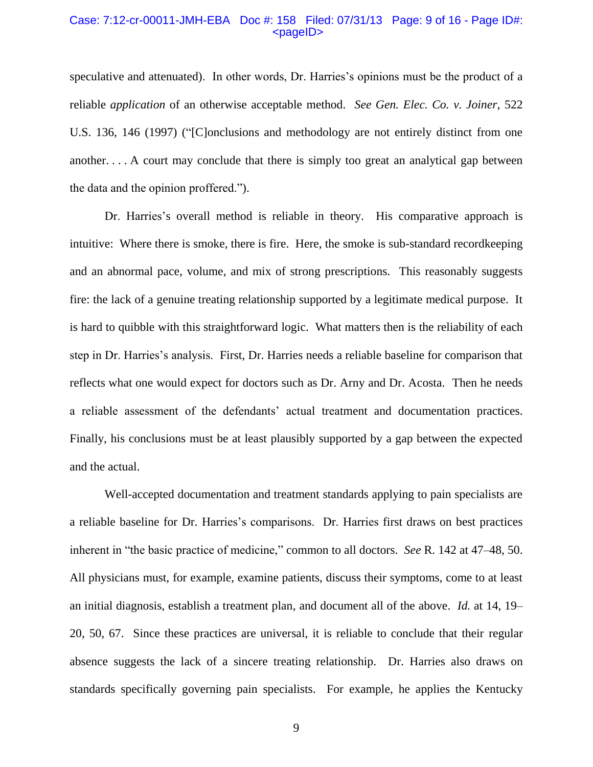speculative and attenuated). In other words, Dr. Harries's opinions must be the product of a reliable *application* of an otherwise acceptable method. *See Gen. Elec. Co. v. Joiner*, 522 U.S. 136, 146 (1997) ("[C]onclusions and methodology are not entirely distinct from one another. . . . A court may conclude that there is simply too great an analytical gap between the data and the opinion proffered.").

Dr. Harries's overall method is reliable in theory. His comparative approach is intuitive: Where there is smoke, there is fire. Here, the smoke is sub-standard recordkeeping and an abnormal pace, volume, and mix of strong prescriptions. This reasonably suggests fire: the lack of a genuine treating relationship supported by a legitimate medical purpose. It is hard to quibble with this straightforward logic. What matters then is the reliability of each step in Dr. Harries's analysis. First, Dr. Harries needs a reliable baseline for comparison that reflects what one would expect for doctors such as Dr. Arny and Dr. Acosta. Then he needs a reliable assessment of the defendants' actual treatment and documentation practices. Finally, his conclusions must be at least plausibly supported by a gap between the expected and the actual.

Well-accepted documentation and treatment standards applying to pain specialists are a reliable baseline for Dr. Harries's comparisons. Dr. Harries first draws on best practices inherent in "the basic practice of medicine," common to all doctors. *See* R. 142 at 47–48, 50. All physicians must, for example, examine patients, discuss their symptoms, come to at least an initial diagnosis, establish a treatment plan, and document all of the above. *Id.* at 14, 19–20, 50, 67. Since these practices are universal, it is reliable to conclude that their regular absence suggests the lack of a sincere treating relationship. Dr. Harries also draws on standards specifically governing pain specialists. For example, he applies the Kentucky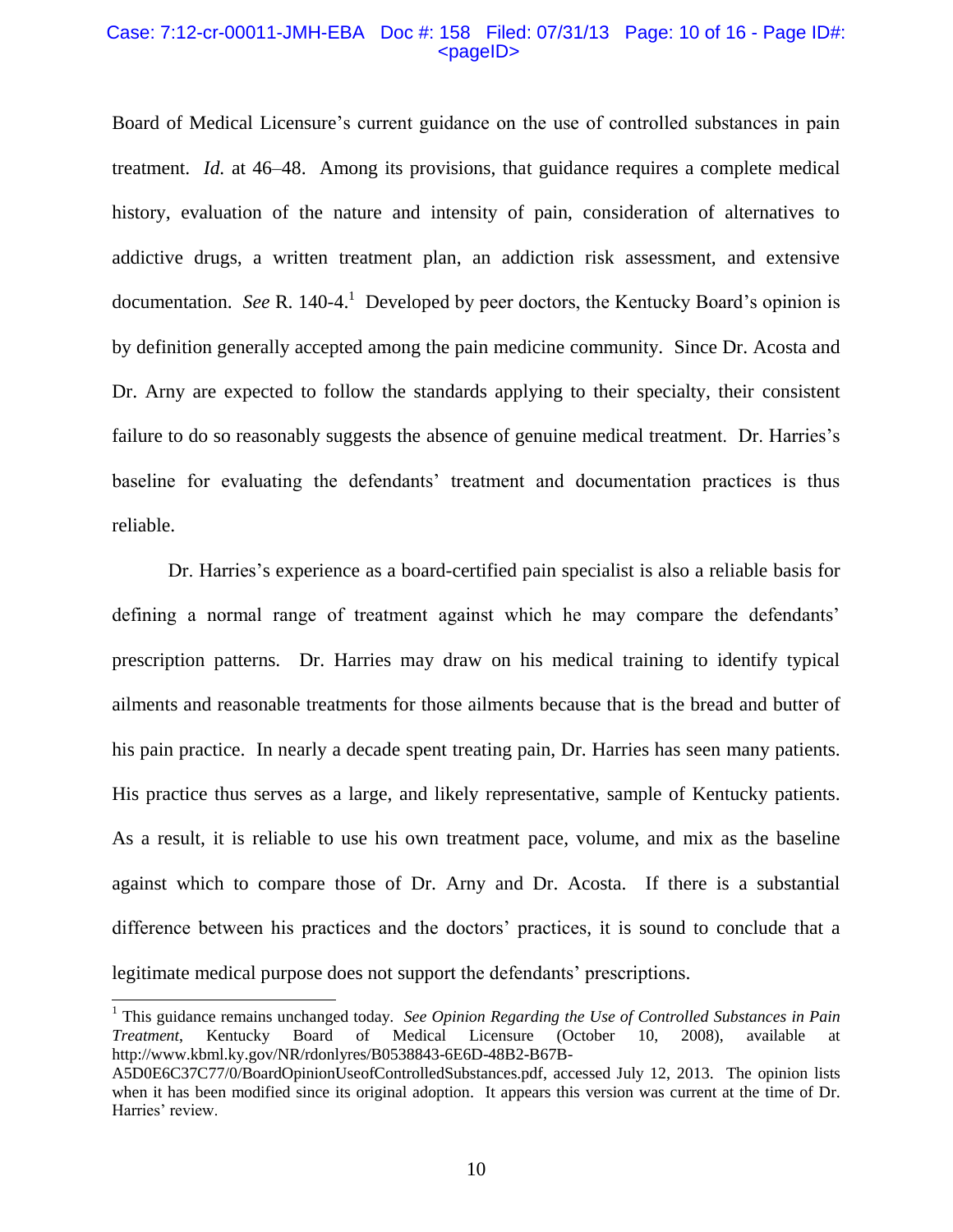Board of Medical Licensure's current guidance on the use of controlled substances in pain treatment. *Id.* at 46–48. Among its provisions, that guidance requires a complete medical history, evaluation of the nature and intensity of pain, consideration of alternatives to addictive drugs, a written treatment plan, an addiction risk assessment, and extensive documentation. *See* R. 140-4.[1] Developed by peer doctors, the Kentucky Board's opinion is by definition generally accepted among the pain medicine community. Since Dr. Acosta and Dr. Arny are expected to follow the standards applying to their specialty, their consistent failure to do so reasonably suggests the absence of genuine medical treatment. Dr. Harries's baseline for evaluating the defendants' treatment and documentation practices is thus reliable.

Dr. Harries's experience as a board-certified pain specialist is also a reliable basis for defining a normal range of treatment against which he may compare the defendants' prescription patterns. Dr. Harries may draw on his medical training to identify typical ailments and reasonable treatments for those ailments because that is the bread and butter of his pain practice. In nearly a decade spent treating pain, Dr. Harries has seen many patients. His practice thus serves as a large, and likely representative, sample of Kentucky patients. As a result, it is reliable to use his own treatment pace, volume, and mix as the baseline against which to compare those of Dr. Arny and Dr. Acosta. If there is a substantial difference between his practices and the doctors' practices, it is sound to conclude that a legitimate medical purpose does not support the defendants' prescriptions.

[1] This guidance remains unchanged today. *See Opinion Regarding the Use of Controlled Substances in Pain Treatment*, Kentucky Board of Medical Licensure (October 10, 2008), available at http://www.kbml.ky.gov/NR/rdonlyres/B0538843-6E6D-48B2-B67B-A5D0E6C37C77/0/BoardOpinionUseofControlledSubstances.pdf, accessed July 12, 2013. The opinion lists when it has been modified since its original adoption. It appears this version was current at the time of Dr. Harries' review.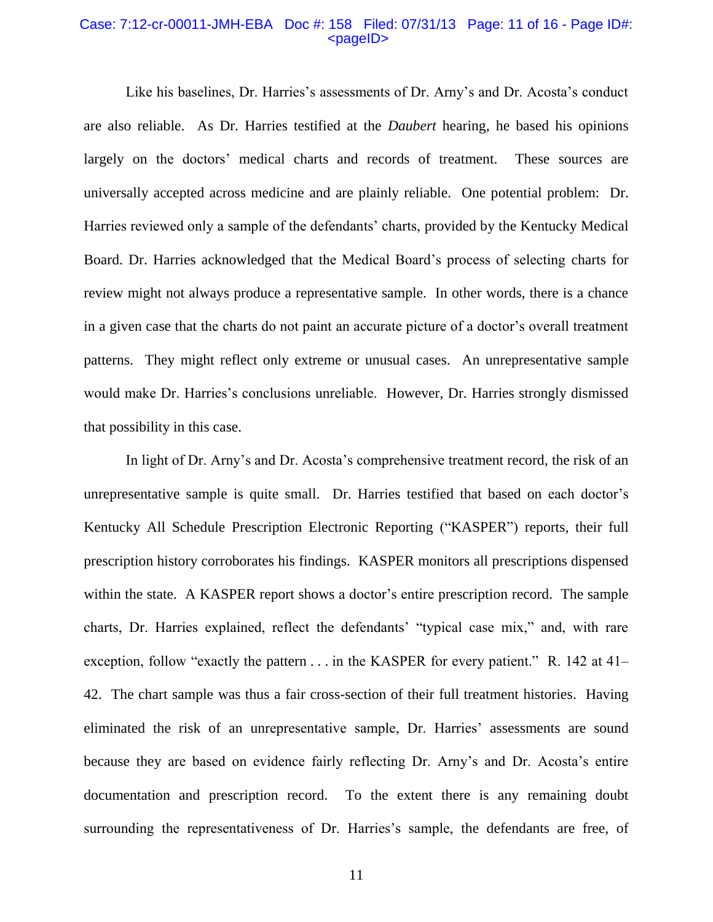Like his baselines, Dr. Harries's assessments of Dr. Arny's and Dr. Acosta's conduct are also reliable. As Dr. Harries testified at the *Daubert* hearing, he based his opinions largely on the doctors' medical charts and records of treatment. These sources are universally accepted across medicine and are plainly reliable. One potential problem: Dr. Harries reviewed only a sample of the defendants' charts, provided by the Kentucky Medical Board. Dr. Harries acknowledged that the Medical Board's process of selecting charts for review might not always produce a representative sample. In other words, there is a chance in a given case that the charts do not paint an accurate picture of a doctor's overall treatment patterns. They might reflect only extreme or unusual cases. An unrepresentative sample would make Dr. Harries's conclusions unreliable. However, Dr. Harries strongly dismissed that possibility in this case.

In light of Dr. Arny's and Dr. Acosta's comprehensive treatment record, the risk of an unrepresentative sample is quite small. Dr. Harries testified that based on each doctor's Kentucky All Schedule Prescription Electronic Reporting ("KASPER") reports, their full prescription history corroborates his findings. KASPER monitors all prescriptions dispensed within the state. A KASPER report shows a doctor's entire prescription record. The sample charts, Dr. Harries explained, reflect the defendants' "typical case mix," and, with rare exception, follow "exactly the pattern . . . in the KASPER for every patient." R. 142 at 41–42. The chart sample was thus a fair cross-section of their full treatment histories. Having eliminated the risk of an unrepresentative sample, Dr. Harries' assessments are sound because they are based on evidence fairly reflecting Dr. Arny's and Dr. Acosta's entire documentation and prescription record. To the extent there is any remaining doubt surrounding the representativeness of Dr. Harries's sample, the defendants are free, of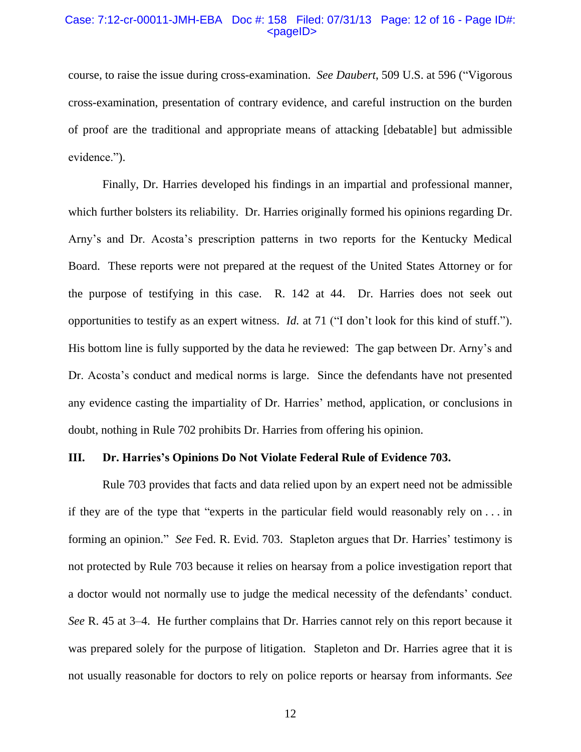course, to raise the issue during cross-examination. *See Daubert*, 509 U.S. at 596 ("Vigorous cross-examination, presentation of contrary evidence, and careful instruction on the burden of proof are the traditional and appropriate means of attacking [debatable] but admissible evidence.").

Finally, Dr. Harries developed his findings in an impartial and professional manner, which further bolsters its reliability. Dr. Harries originally formed his opinions regarding Dr. Arny's and Dr. Acosta's prescription patterns in two reports for the Kentucky Medical Board. These reports were not prepared at the request of the United States Attorney or for the purpose of testifying in this case. R. 142 at 44. Dr. Harries does not seek out opportunities to testify as an expert witness. *Id.* at 71 ("I don't look for this kind of stuff."). His bottom line is fully supported by the data he reviewed: The gap between Dr. Arny's and Dr. Acosta's conduct and medical norms is large. Since the defendants have not presented any evidence casting the impartiality of Dr. Harries' method, application, or conclusions in doubt, nothing in Rule 702 prohibits Dr. Harries from offering his opinion.

## III. Dr. Harries's Opinions Do Not Violate Federal Rule of Evidence 703.

Rule 703 provides that facts and data relied upon by an expert need not be admissible if they are of the type that "experts in the particular field would reasonably rely on . . . in forming an opinion." *See* Fed. R. Evid. 703. Stapleton argues that Dr. Harries' testimony is not protected by Rule 703 because it relies on hearsay from a police investigation report that a doctor would not normally use to judge the medical necessity of the defendants' conduct. *See* R. 45 at 3–4. He further complains that Dr. Harries cannot rely on this report because it was prepared solely for the purpose of litigation. Stapleton and Dr. Harries agree that it is not usually reasonable for doctors to rely on police reports or hearsay from informants. *See*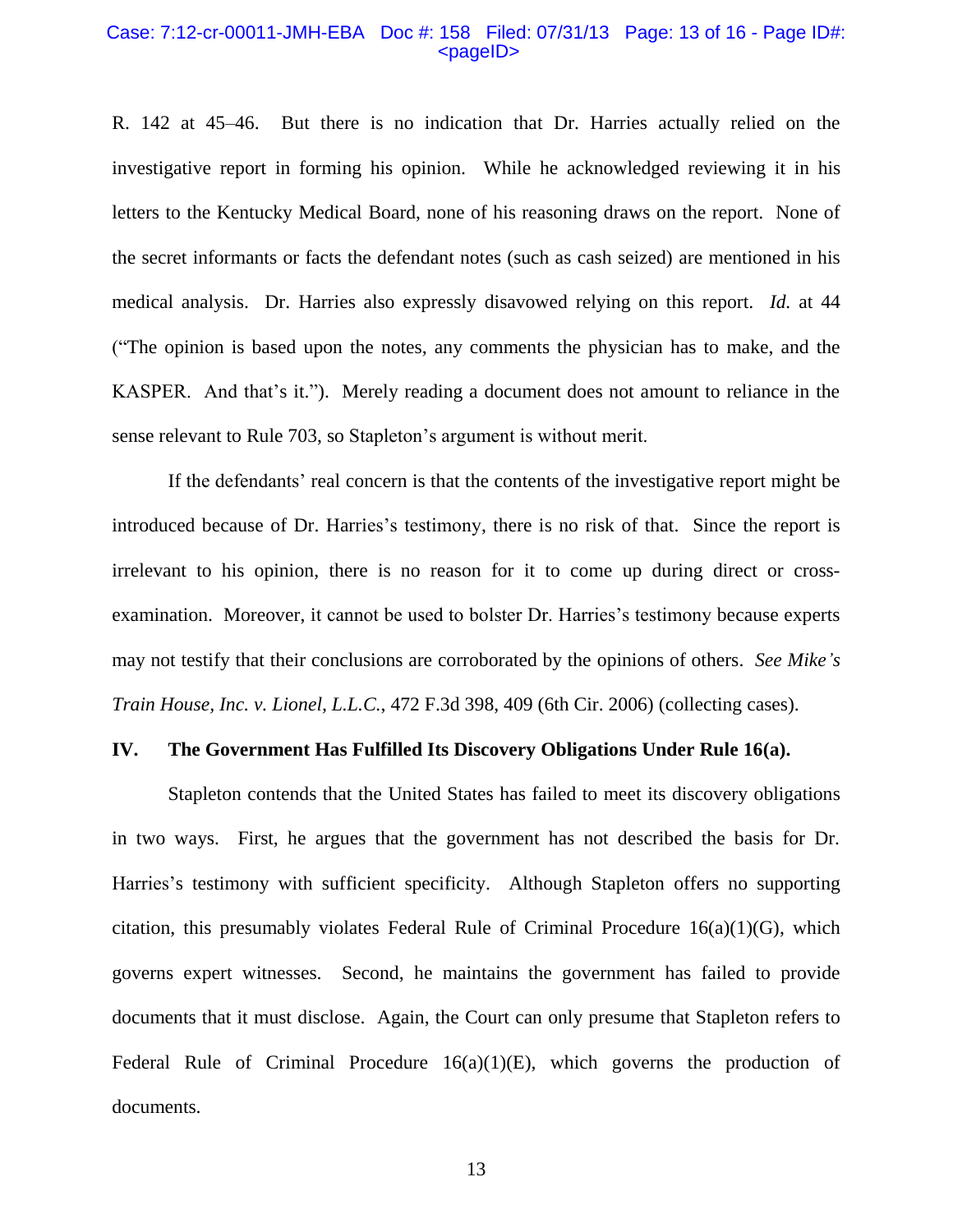R. 142 at 45–46. But there is no indication that Dr. Harries actually relied on the investigative report in forming his opinion. While he acknowledged reviewing it in his letters to the Kentucky Medical Board, none of his reasoning draws on the report. None of the secret informants or facts the defendant notes (such as cash seized) are mentioned in his medical analysis. Dr. Harries also expressly disavowed relying on this report. *Id.* at 44 ("The opinion is based upon the notes, any comments the physician has to make, and the KASPER. And that's it."). Merely reading a document does not amount to reliance in the sense relevant to Rule 703, so Stapleton's argument is without merit.

If the defendants' real concern is that the contents of the investigative report might be introduced because of Dr. Harries's testimony, there is no risk of that. Since the report is irrelevant to his opinion, there is no reason for it to come up during direct or cross-examination. Moreover, it cannot be used to bolster Dr. Harries's testimony because experts may not testify that their conclusions are corroborated by the opinions of others. *See Mike's Train House, Inc. v. Lionel, L.L.C.*, 472 F.3d 398, 409 (6th Cir. 2006) (collecting cases).

## IV. The Government Has Fulfilled Its Discovery Obligations Under Rule 16(a).

Stapleton contends that the United States has failed to meet its discovery obligations in two ways. First, he argues that the government has not described the basis for Dr. Harries's testimony with sufficient specificity. Although Stapleton offers no supporting citation, this presumably violates Federal Rule of Criminal Procedure 16(a)(1)(G), which governs expert witnesses. Second, he maintains the government has failed to provide documents that it must disclose. Again, the Court can only presume that Stapleton refers to Federal Rule of Criminal Procedure 16(a)(1)(E), which governs the production of documents.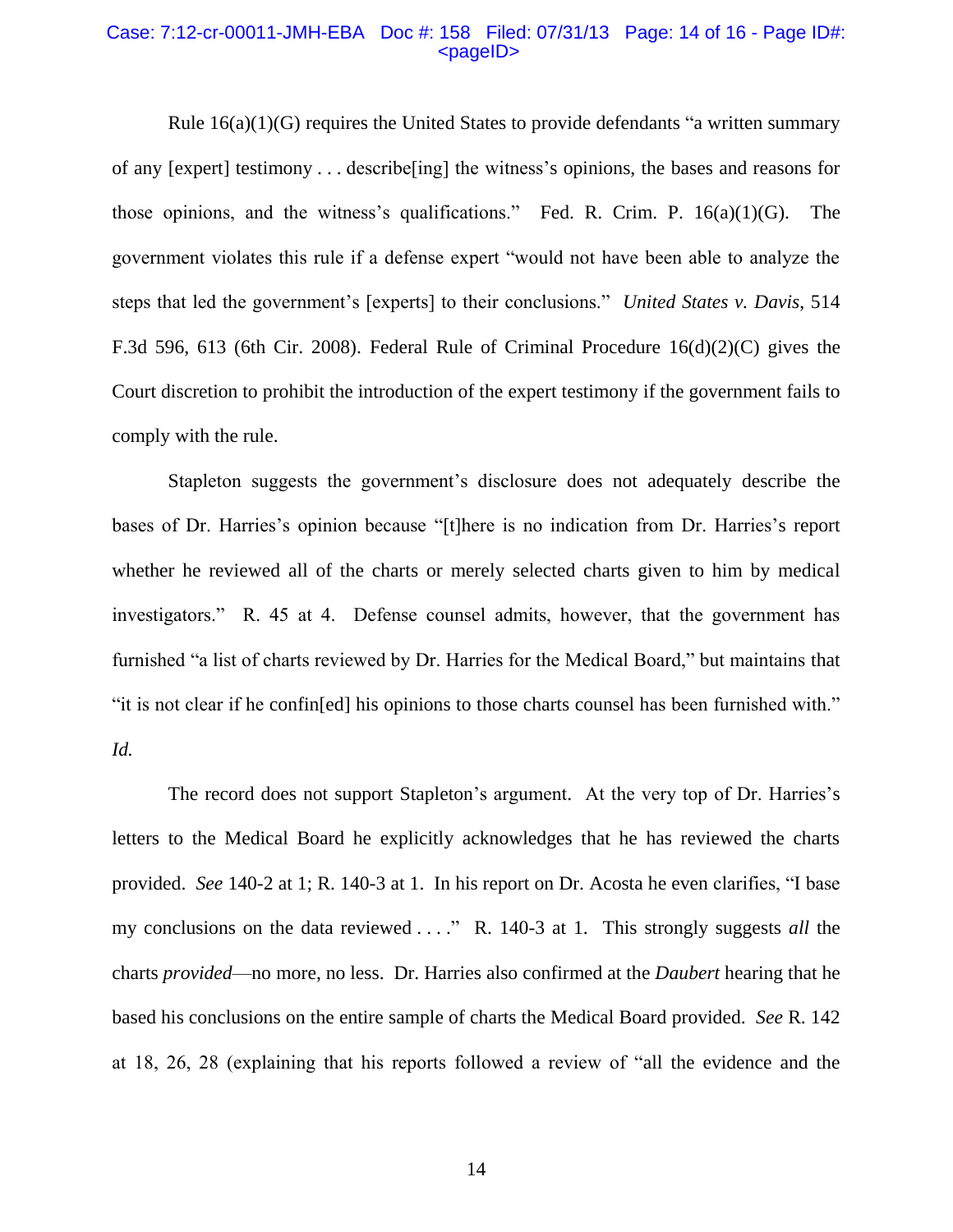Rule 16(a)(1)(G) requires the United States to provide defendants "a written summary of any [expert] testimony . . . describe[ing] the witness's opinions, the bases and reasons for those opinions, and the witness's qualifications." Fed. R. Crim. P. 16(a)(1)(G). The government violates this rule if a defense expert "would not have been able to analyze the steps that led the government's [experts] to their conclusions." *United States v. Davis*, 514 F.3d 596, 613 (6th Cir. 2008). Federal Rule of Criminal Procedure 16(d)(2)(C) gives the Court discretion to prohibit the introduction of the expert testimony if the government fails to comply with the rule.

Stapleton suggests the government's disclosure does not adequately describe the bases of Dr. Harries's opinion because "[t]here is no indication from Dr. Harries's report whether he reviewed all of the charts or merely selected charts given to him by medical investigators." R. 45 at 4. Defense counsel admits, however, that the government has furnished "a list of charts reviewed by Dr. Harries for the Medical Board," but maintains that "it is not clear if he confin[ed] his opinions to those charts counsel has been furnished with." *Id.*

The record does not support Stapleton's argument. At the very top of Dr. Harries's letters to the Medical Board he explicitly acknowledges that he has reviewed the charts provided. *See* 140-2 at 1; R. 140-3 at 1. In his report on Dr. Acosta he even clarifies, "I base my conclusions on the data reviewed . . . ." R. 140-3 at 1. This strongly suggests *all* the charts *provided*—no more, no less. Dr. Harries also confirmed at the *Daubert* hearing that he based his conclusions on the entire sample of charts the Medical Board provided. *See* R. 142 at 18, 26, 28 (explaining that his reports followed a review of "all the evidence and the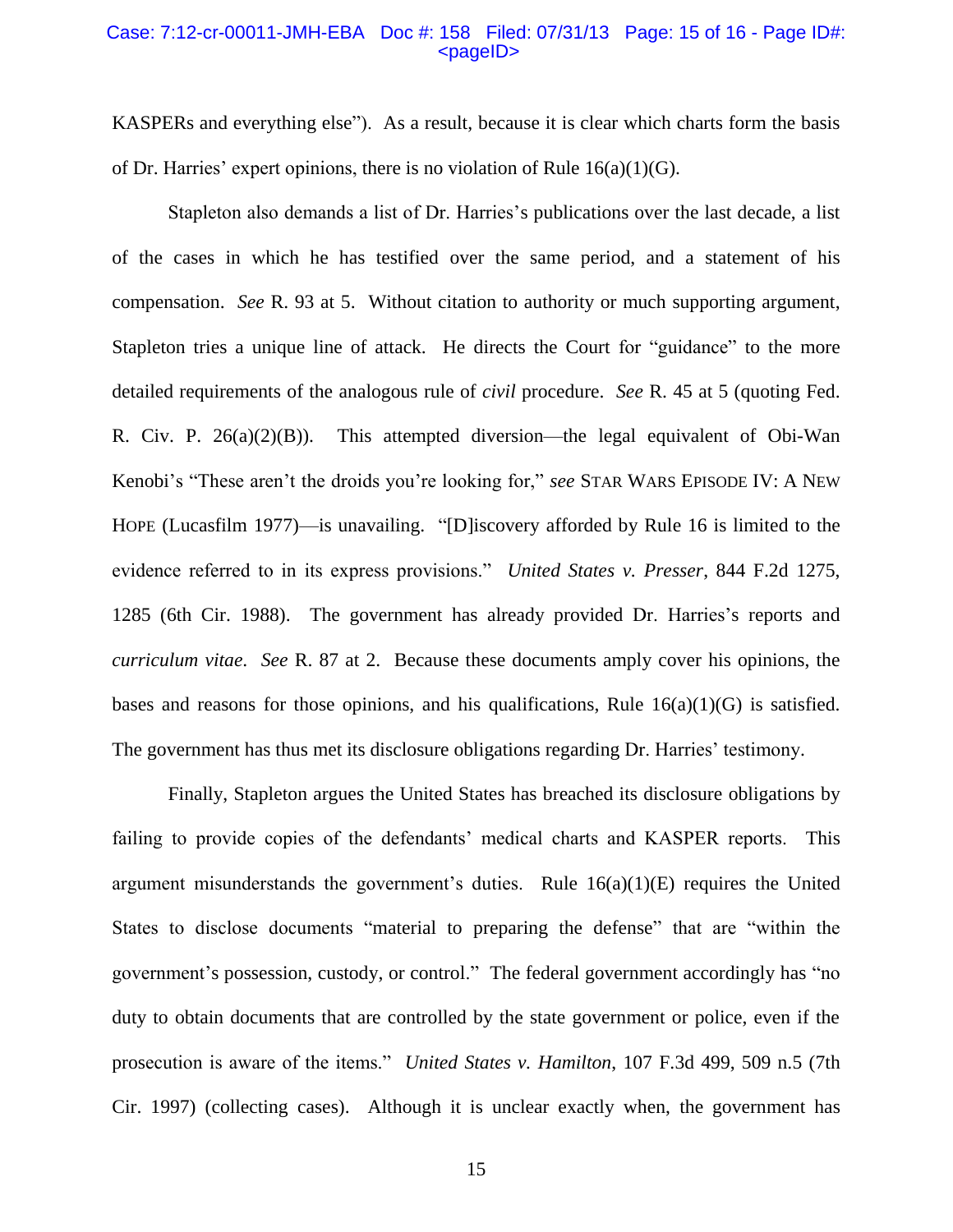KASPERs and everything else"). As a result, because it is clear which charts form the basis of Dr. Harries' expert opinions, there is no violation of Rule 16(a)(1)(G).

Stapleton also demands a list of Dr. Harries's publications over the last decade, a list of the cases in which he has testified over the same period, and a statement of his compensation. *See* R. 93 at 5. Without citation to authority or much supporting argument, Stapleton tries a unique line of attack. He directs the Court for "guidance" to the more detailed requirements of the analogous rule of *civil* procedure. *See* R. 45 at 5 (quoting Fed. R. Civ. P. 26(a)(2)(B)). This attempted diversion—the legal equivalent of Obi-Wan Kenobi's "These aren't the droids you're looking for," *see* STAR WARS EPISODE IV: A NEW HOPE (Lucasfilm 1977)—is unavailing. "[D]iscovery afforded by Rule 16 is limited to the evidence referred to in its express provisions." *United States v. Presser*, 844 F.2d 1275, 1285 (6th Cir. 1988). The government has already provided Dr. Harries's reports and *curriculum vitae*. *See* R. 87 at 2. Because these documents amply cover his opinions, the bases and reasons for those opinions, and his qualifications, Rule 16(a)(1)(G) is satisfied. The government has thus met its disclosure obligations regarding Dr. Harries' testimony.

Finally, Stapleton argues the United States has breached its disclosure obligations by failing to provide copies of the defendants' medical charts and KASPER reports. This argument misunderstands the government's duties. Rule 16(a)(1)(E) requires the United States to disclose documents "material to preparing the defense" that are "within the government's possession, custody, or control." The federal government accordingly has "no duty to obtain documents that are controlled by the state government or police, even if the prosecution is aware of the items." *United States v. Hamilton*, 107 F.3d 499, 509 n.5 (7th Cir. 1997) (collecting cases). Although it is unclear exactly when, the government has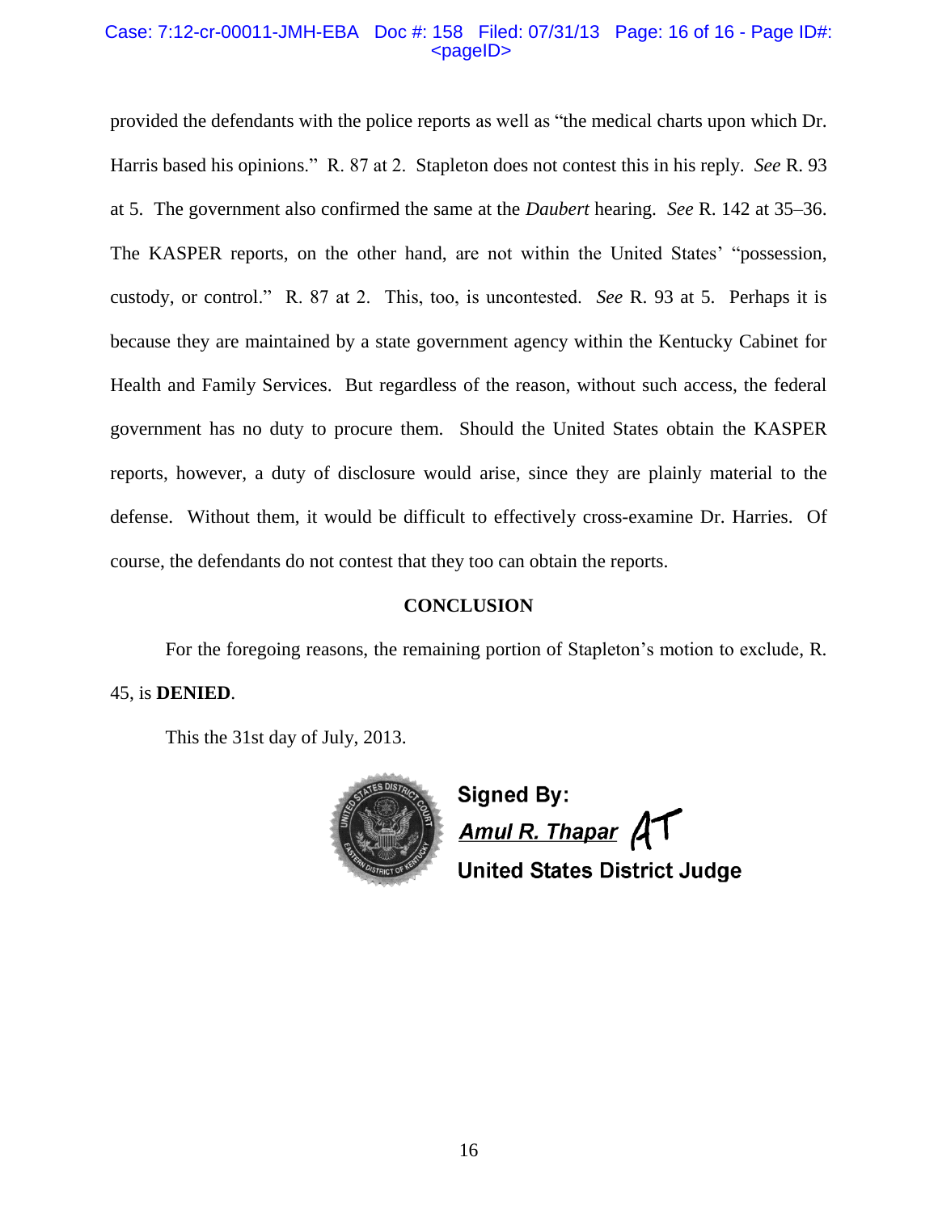provided the defendants with the police reports as well as "the medical charts upon which Dr. Harris based his opinions." R. 87 at 2. Stapleton does not contest this in his reply. *See* R. 93 at 5. The government also confirmed the same at the *Daubert* hearing. *See* R. 142 at 35–36. The KASPER reports, on the other hand, are not within the United States' "possession, custody, or control." R. 87 at 2. This, too, is uncontested. *See* R. 93 at 5. Perhaps it is because they are maintained by a state government agency within the Kentucky Cabinet for Health and Family Services. But regardless of the reason, without such access, the federal government has no duty to procure them. Should the United States obtain the KASPER reports, however, a duty of disclosure would arise, since they are plainly material to the defense. Without them, it would be difficult to effectively cross-examine Dr. Harries. Of course, the defendants do not contest that they too can obtain the reports.

**CONCLUSION**

For the foregoing reasons, the remaining portion of Stapleton's motion to exclude, R. 45, is **DENIED**.

This the 31st day of July, 2013.

**Signed By:**
***Amul R. Thapar*** AT
**United States District Judge**